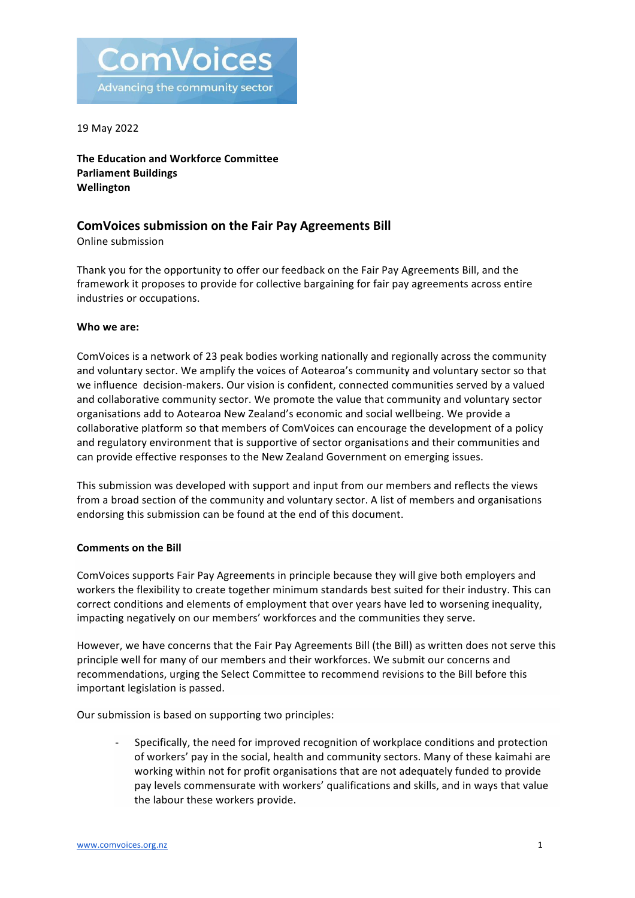ComVoices
Advancing the community sector

19 May 2022

**The Education and Workforce Committee**
**Parliament Buildings**
**Wellington**

## ComVoices submission on the Fair Pay Agreements Bill

Online submission

Thank you for the opportunity to offer our feedback on the Fair Pay Agreements Bill, and the framework it proposes to provide for collective bargaining for fair pay agreements across entire industries or occupations.

**Who we are:**

ComVoices is a network of 23 peak bodies working nationally and regionally across the community and voluntary sector. We amplify the voices of Aotearoa's community and voluntary sector so that we influence decision-makers. Our vision is confident, connected communities served by a valued and collaborative community sector. We promote the value that community and voluntary sector organisations add to Aotearoa New Zealand's economic and social wellbeing. We provide a collaborative platform so that members of ComVoices can encourage the development of a policy and regulatory environment that is supportive of sector organisations and their communities and can provide effective responses to the New Zealand Government on emerging issues.

This submission was developed with support and input from our members and reflects the views from a broad section of the community and voluntary sector. A list of members and organisations endorsing this submission can be found at the end of this document.

**Comments on the Bill**

ComVoices supports Fair Pay Agreements in principle because they will give both employers and workers the flexibility to create together minimum standards best suited for their industry. This can correct conditions and elements of employment that over years have led to worsening inequality, impacting negatively on our members' workforces and the communities they serve.

However, we have concerns that the Fair Pay Agreements Bill (the Bill) as written does not serve this principle well for many of our members and their workforces. We submit our concerns and recommendations, urging the Select Committee to recommend revisions to the Bill before this important legislation is passed.

Our submission is based on supporting two principles:

- Specifically, the need for improved recognition of workplace conditions and protection of workers' pay in the social, health and community sectors. Many of these kaimahi are working within not for profit organisations that are not adequately funded to provide pay levels commensurate with workers' qualifications and skills, and in ways that value the labour these workers provide.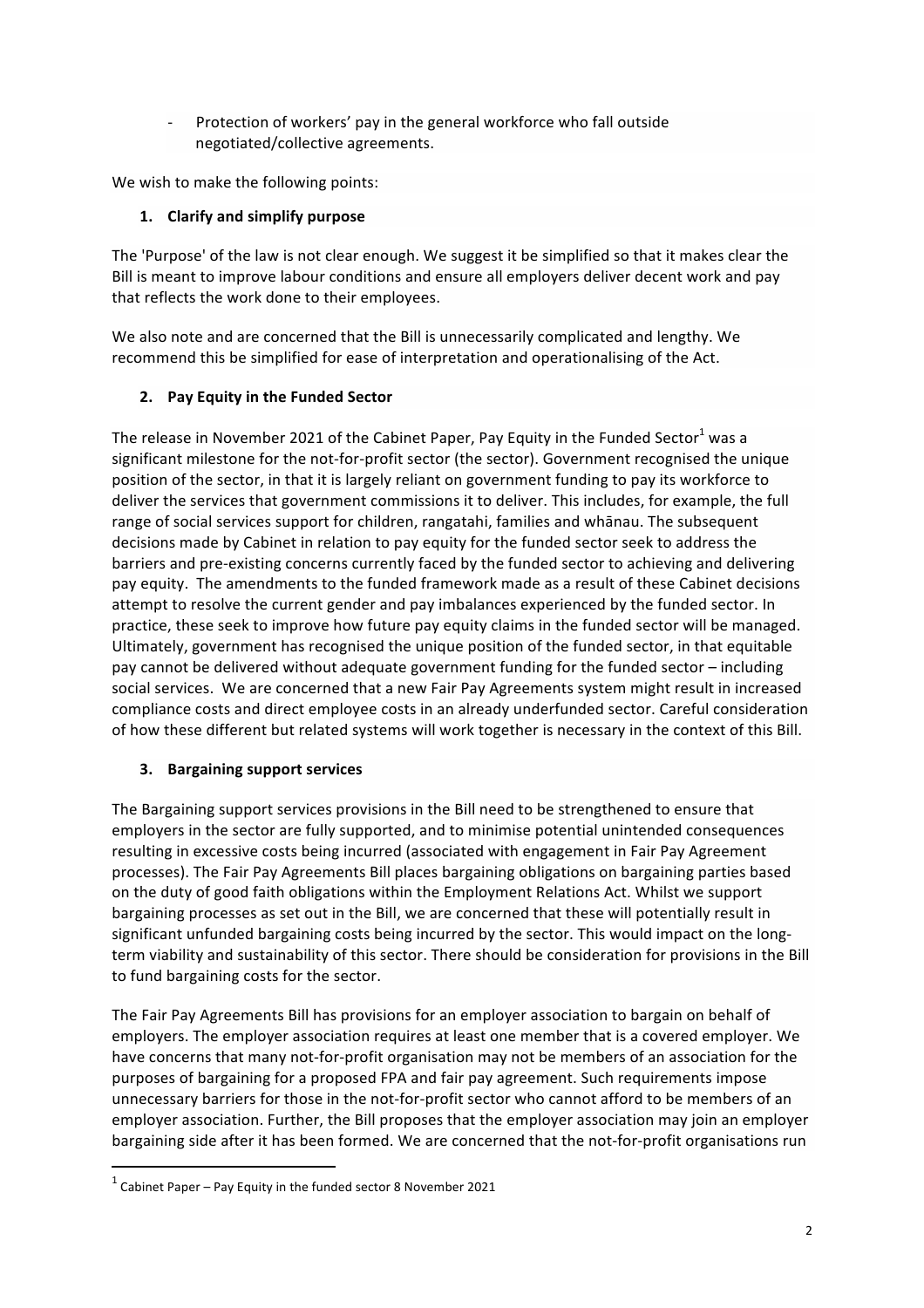- Protection of workers' pay in the general workforce who fall outside negotiated/collective agreements.

We wish to make the following points:

1. **Clarify and simplify purpose**

The 'Purpose' of the law is not clear enough. We suggest it be simplified so that it makes clear the Bill is meant to improve labour conditions and ensure all employers deliver decent work and pay that reflects the work done to their employees.

We also note and are concerned that the Bill is unnecessarily complicated and lengthy. We recommend this be simplified for ease of interpretation and operationalising of the Act.

2. **Pay Equity in the Funded Sector**

The release in November 2021 of the Cabinet Paper, Pay Equity in the Funded Sector[1] was a significant milestone for the not-for-profit sector (the sector). Government recognised the unique position of the sector, in that it is largely reliant on government funding to pay its workforce to deliver the services that government commissions it to deliver. This includes, for example, the full range of social services support for children, rangatahi, families and whānau. The subsequent decisions made by Cabinet in relation to pay equity for the funded sector seek to address the barriers and pre-existing concerns currently faced by the funded sector to achieving and delivering pay equity. The amendments to the funded framework made as a result of these Cabinet decisions attempt to resolve the current gender and pay imbalances experienced by the funded sector. In practice, these seek to improve how future pay equity claims in the funded sector will be managed. Ultimately, government has recognised the unique position of the funded sector, in that equitable pay cannot be delivered without adequate government funding for the funded sector – including social services. We are concerned that a new Fair Pay Agreements system might result in increased compliance costs and direct employee costs in an already underfunded sector. Careful consideration of how these different but related systems will work together is necessary in the context of this Bill.

3. **Bargaining support services**

The Bargaining support services provisions in the Bill need to be strengthened to ensure that employers in the sector are fully supported, and to minimise potential unintended consequences resulting in excessive costs being incurred (associated with engagement in Fair Pay Agreement processes). The Fair Pay Agreements Bill places bargaining obligations on bargaining parties based on the duty of good faith obligations within the Employment Relations Act. Whilst we support bargaining processes as set out in the Bill, we are concerned that these will potentially result in significant unfunded bargaining costs being incurred by the sector. This would impact on the long-term viability and sustainability of this sector. There should be consideration for provisions in the Bill to fund bargaining costs for the sector.

The Fair Pay Agreements Bill has provisions for an employer association to bargain on behalf of employers. The employer association requires at least one member that is a covered employer. We have concerns that many not-for-profit organisation may not be members of an association for the purposes of bargaining for a proposed FPA and fair pay agreement. Such requirements impose unnecessary barriers for those in the not-for-profit sector who cannot afford to be members of an employer association. Further, the Bill proposes that the employer association may join an employer bargaining side after it has been formed. We are concerned that the not-for-profit organisations run

---

[1] Cabinet Paper – Pay Equity in the funded sector 8 November 2021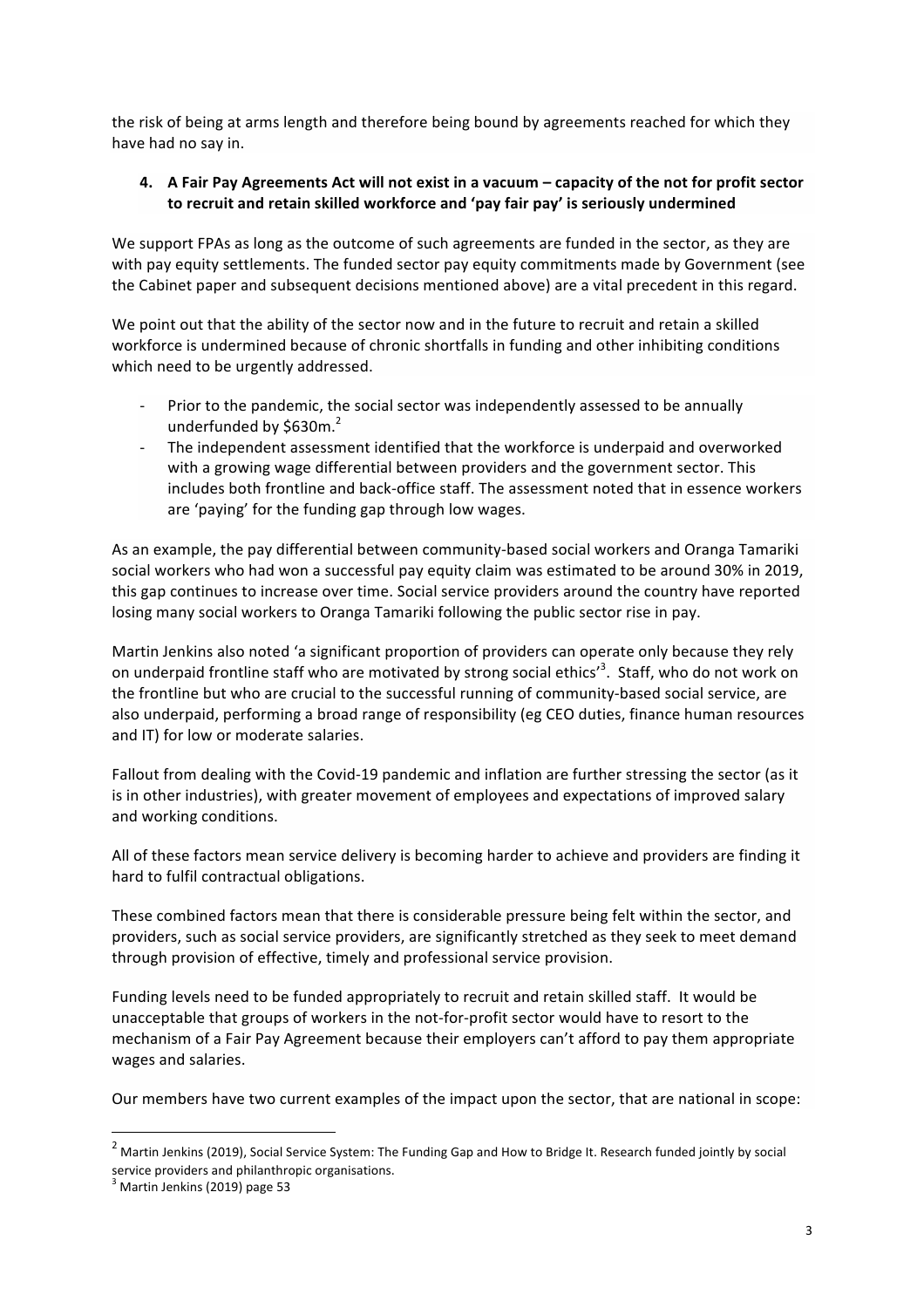the risk of being at arms length and therefore being bound by agreements reached for which they have had no say in.

**4. A Fair Pay Agreements Act will not exist in a vacuum – capacity of the not for profit sector to recruit and retain skilled workforce and 'pay fair pay' is seriously undermined**

We support FPAs as long as the outcome of such agreements are funded in the sector, as they are with pay equity settlements. The funded sector pay equity commitments made by Government (see the Cabinet paper and subsequent decisions mentioned above) are a vital precedent in this regard.

We point out that the ability of the sector now and in the future to recruit and retain a skilled workforce is undermined because of chronic shortfalls in funding and other inhibiting conditions which need to be urgently addressed.

- Prior to the pandemic, the social sector was independently assessed to be annually underfunded by $630m.[2]
- The independent assessment identified that the workforce is underpaid and overworked with a growing wage differential between providers and the government sector. This includes both frontline and back-office staff. The assessment noted that in essence workers are 'paying' for the funding gap through low wages.

As an example, the pay differential between community-based social workers and Oranga Tamariki social workers who had won a successful pay equity claim was estimated to be around 30% in 2019, this gap continues to increase over time. Social service providers around the country have reported losing many social workers to Oranga Tamariki following the public sector rise in pay.

Martin Jenkins also noted 'a significant proportion of providers can operate only because they rely on underpaid frontline staff who are motivated by strong social ethics'[3]. Staff, who do not work on the frontline but who are crucial to the successful running of community-based social service, are also underpaid, performing a broad range of responsibility (eg CEO duties, finance human resources and IT) for low or moderate salaries.

Fallout from dealing with the Covid-19 pandemic and inflation are further stressing the sector (as it is in other industries), with greater movement of employees and expectations of improved salary and working conditions.

All of these factors mean service delivery is becoming harder to achieve and providers are finding it hard to fulfil contractual obligations.

These combined factors mean that there is considerable pressure being felt within the sector, and providers, such as social service providers, are significantly stretched as they seek to meet demand through provision of effective, timely and professional service provision.

Funding levels need to be funded appropriately to recruit and retain skilled staff. It would be unacceptable that groups of workers in the not-for-profit sector would have to resort to the mechanism of a Fair Pay Agreement because their employers can't afford to pay them appropriate wages and salaries.

Our members have two current examples of the impact upon the sector, that are national in scope:

---

[2] Martin Jenkins (2019), Social Service System: The Funding Gap and How to Bridge It. Research funded jointly by social service providers and philanthropic organisations.

[3] Martin Jenkins (2019) page 53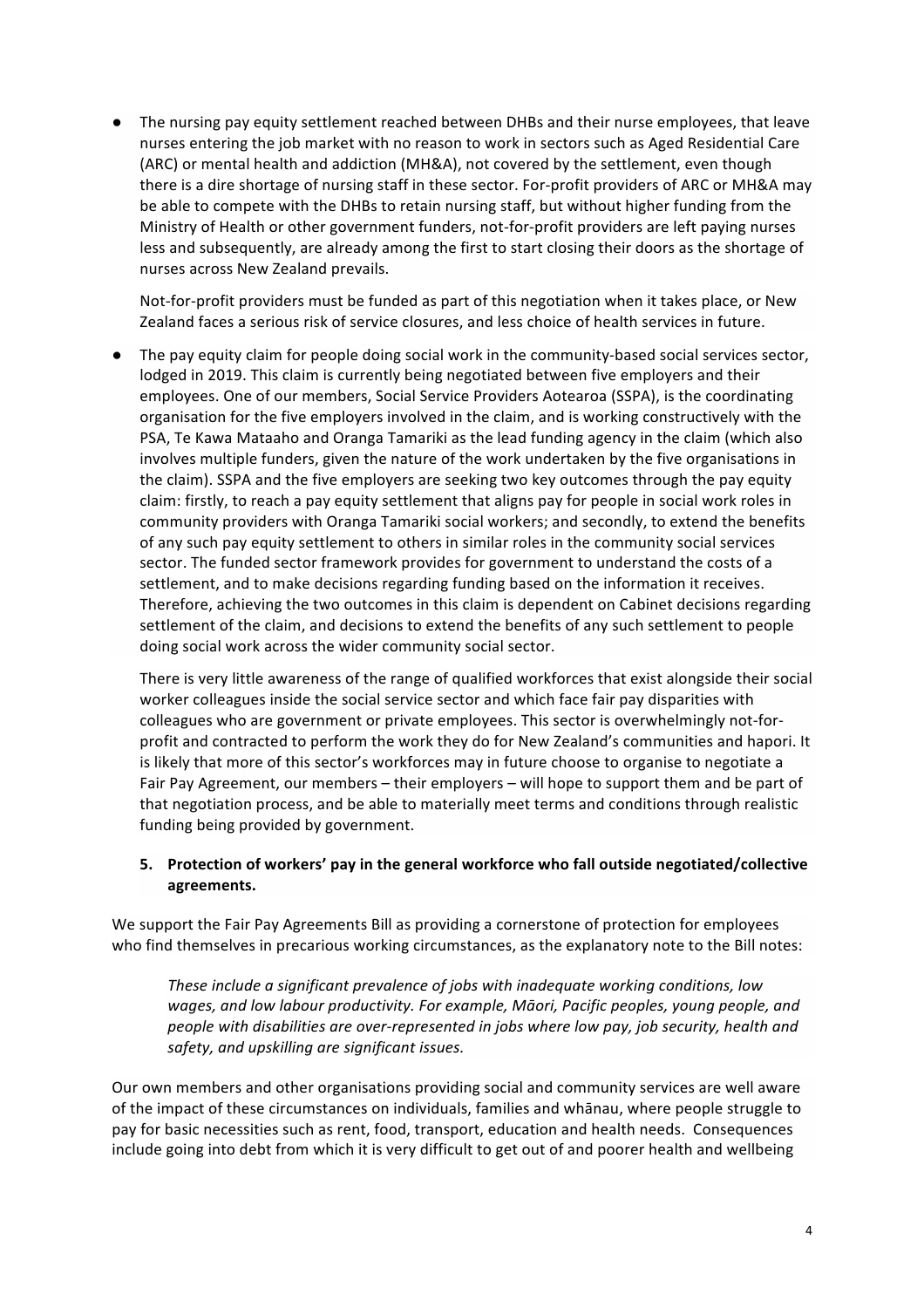- The nursing pay equity settlement reached between DHBs and their nurse employees, that leave nurses entering the job market with no reason to work in sectors such as Aged Residential Care (ARC) or mental health and addiction (MH&A), not covered by the settlement, even though there is a dire shortage of nursing staff in these sector. For-profit providers of ARC or MH&A may be able to compete with the DHBs to retain nursing staff, but without higher funding from the Ministry of Health or other government funders, not-for-profit providers are left paying nurses less and subsequently, are already among the first to start closing their doors as the shortage of nurses across New Zealand prevails.

  Not-for-profit providers must be funded as part of this negotiation when it takes place, or New Zealand faces a serious risk of service closures, and less choice of health services in future.

- The pay equity claim for people doing social work in the community-based social services sector, lodged in 2019. This claim is currently being negotiated between five employers and their employees. One of our members, Social Service Providers Aotearoa (SSPA), is the coordinating organisation for the five employers involved in the claim, and is working constructively with the PSA, Te Kawa Mataaho and Oranga Tamariki as the lead funding agency in the claim (which also involves multiple funders, given the nature of the work undertaken by the five organisations in the claim). SSPA and the five employers are seeking two key outcomes through the pay equity claim: firstly, to reach a pay equity settlement that aligns pay for people in social work roles in community providers with Oranga Tamariki social workers; and secondly, to extend the benefits of any such pay equity settlement to others in similar roles in the community social services sector. The funded sector framework provides for government to understand the costs of a settlement, and to make decisions regarding funding based on the information it receives. Therefore, achieving the two outcomes in this claim is dependent on Cabinet decisions regarding settlement of the claim, and decisions to extend the benefits of any such settlement to people doing social work across the wider community social sector.

  There is very little awareness of the range of qualified workforces that exist alongside their social worker colleagues inside the social service sector and which face fair pay disparities with colleagues who are government or private employees. This sector is overwhelmingly not-for-profit and contracted to perform the work they do for New Zealand's communities and hapori. It is likely that more of this sector's workforces may in future choose to organise to negotiate a Fair Pay Agreement, our members – their employers – will hope to support them and be part of that negotiation process, and be able to materially meet terms and conditions through realistic funding being provided by government.

**5. Protection of workers' pay in the general workforce who fall outside negotiated/collective agreements.**

We support the Fair Pay Agreements Bill as providing a cornerstone of protection for employees who find themselves in precarious working circumstances, as the explanatory note to the Bill notes:

> *These include a significant prevalence of jobs with inadequate working conditions, low wages, and low labour productivity. For example, Māori, Pacific peoples, young people, and people with disabilities are over-represented in jobs where low pay, job security, health and safety, and upskilling are significant issues.*

Our own members and other organisations providing social and community services are well aware of the impact of these circumstances on individuals, families and whānau, where people struggle to pay for basic necessities such as rent, food, transport, education and health needs. Consequences include going into debt from which it is very difficult to get out of and poorer health and wellbeing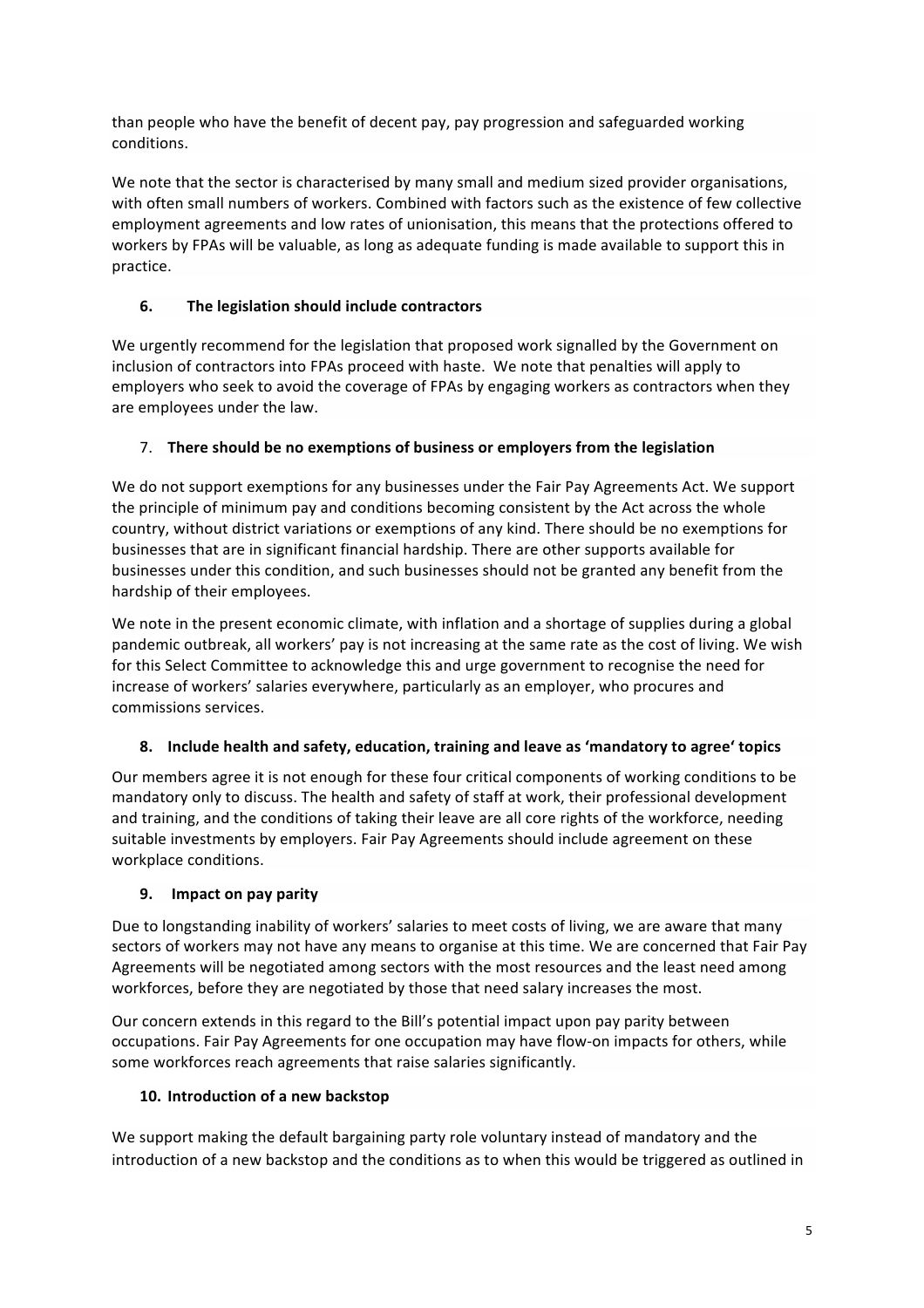than people who have the benefit of decent pay, pay progression and safeguarded working conditions.

We note that the sector is characterised by many small and medium sized provider organisations, with often small numbers of workers. Combined with factors such as the existence of few collective employment agreements and low rates of unionisation, this means that the protections offered to workers by FPAs will be valuable, as long as adequate funding is made available to support this in practice.

## 6. The legislation should include contractors

We urgently recommend for the legislation that proposed work signalled by the Government on inclusion of contractors into FPAs proceed with haste. We note that penalties will apply to employers who seek to avoid the coverage of FPAs by engaging workers as contractors when they are employees under the law.

## 7. There should be no exemptions of business or employers from the legislation

We do not support exemptions for any businesses under the Fair Pay Agreements Act. We support the principle of minimum pay and conditions becoming consistent by the Act across the whole country, without district variations or exemptions of any kind. There should be no exemptions for businesses that are in significant financial hardship. There are other supports available for businesses under this condition, and such businesses should not be granted any benefit from the hardship of their employees.

We note in the present economic climate, with inflation and a shortage of supplies during a global pandemic outbreak, all workers' pay is not increasing at the same rate as the cost of living. We wish for this Select Committee to acknowledge this and urge government to recognise the need for increase of workers' salaries everywhere, particularly as an employer, who procures and commissions services.

## 8. Include health and safety, education, training and leave as 'mandatory to agree' topics

Our members agree it is not enough for these four critical components of working conditions to be mandatory only to discuss. The health and safety of staff at work, their professional development and training, and the conditions of taking their leave are all core rights of the workforce, needing suitable investments by employers. Fair Pay Agreements should include agreement on these workplace conditions.

## 9. Impact on pay parity

Due to longstanding inability of workers' salaries to meet costs of living, we are aware that many sectors of workers may not have any means to organise at this time. We are concerned that Fair Pay Agreements will be negotiated among sectors with the most resources and the least need among workforces, before they are negotiated by those that need salary increases the most.

Our concern extends in this regard to the Bill's potential impact upon pay parity between occupations. Fair Pay Agreements for one occupation may have flow-on impacts for others, while some workforces reach agreements that raise salaries significantly.

## 10. Introduction of a new backstop

We support making the default bargaining party role voluntary instead of mandatory and the introduction of a new backstop and the conditions as to when this would be triggered as outlined in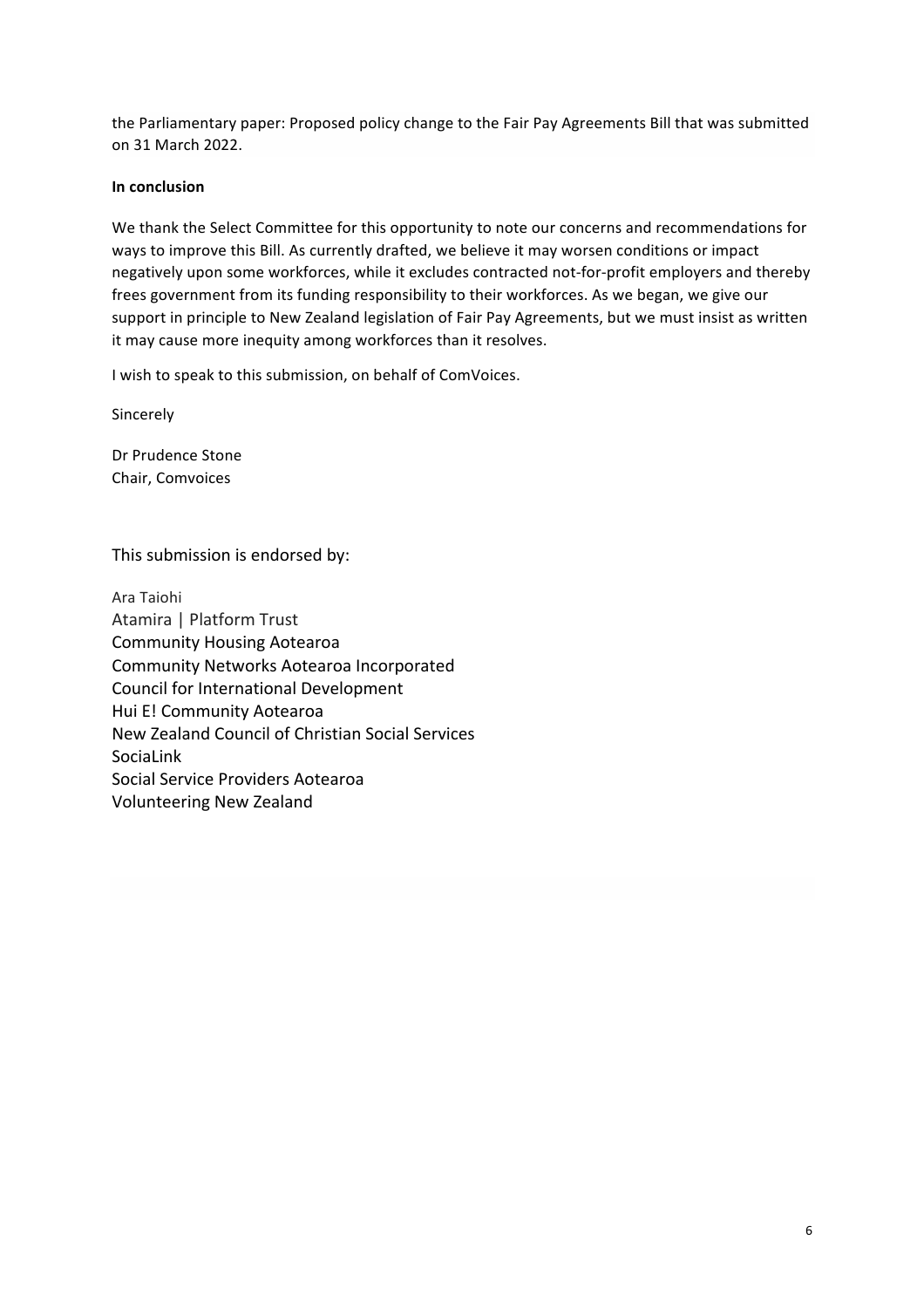the Parliamentary paper: Proposed policy change to the Fair Pay Agreements Bill that was submitted on 31 March 2022.

**In conclusion**

We thank the Select Committee for this opportunity to note our concerns and recommendations for ways to improve this Bill. As currently drafted, we believe it may worsen conditions or impact negatively upon some workforces, while it excludes contracted not-for-profit employers and thereby frees government from its funding responsibility to their workforces. As we began, we give our support in principle to New Zealand legislation of Fair Pay Agreements, but we must insist as written it may cause more inequity among workforces than it resolves.

I wish to speak to this submission, on behalf of ComVoices.

Sincerely

Dr Prudence Stone
Chair, Comvoices

This submission is endorsed by:

Ara Taiohi
Atamira | Platform Trust
Community Housing Aotearoa
Community Networks Aotearoa Incorporated
Council for International Development
Hui E! Community Aotearoa
New Zealand Council of Christian Social Services
SociaLink
Social Service Providers Aotearoa
Volunteering New Zealand